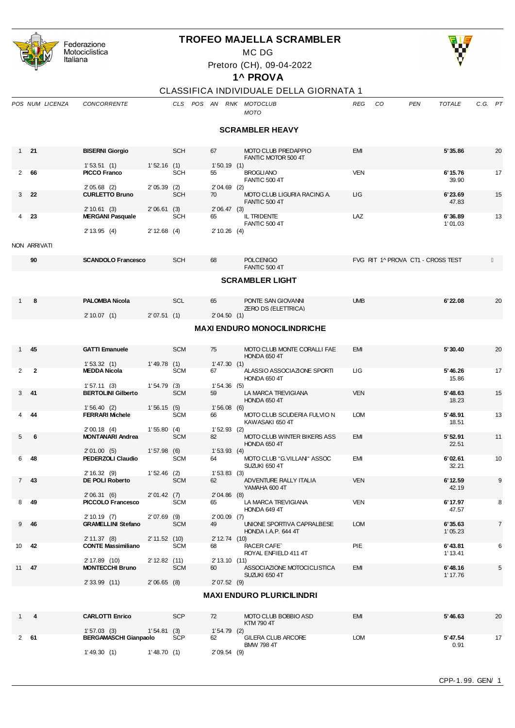Federazione Motociclistica Italiana

# TROFEO MAJELLA SCRAMBLER

MC DG

Pretoro (CH), 09-04-2022

## 1^ PROVA

### CLASSIFICA INDIVIDUALE DELLA GIORNATA 1

| POS | NUM | LICENZA | CONCORRENTE | CLS | POS | AN | RNK | MOTOCLUB / MOTO | REG | CO | PEN | TOTALE | C.G. | PT |
|---|---|---|---|---|---|---|---|---|---|---|---|---|---|---|

#### SCRAMBLER HEAVY

| POS | NUM | CONCORRENTE | CLS | AN | MOTOCLUB / MOTO | REG | TOTALE | PT |
|---|---|---|---|---|---|---|---|---|
| 1 | 21 | BISERNI Giorgio | SCH | 67 | MOTO CLUB PREDAPPIO / FANTIC MOTOR 500 4T | EMI | 5'35.86 | 20 |
| | | 1'53.51 (1) — 1'52.16 (1) — 1'50.19 (1) | | | | | | |
| 2 | 66 | PICCO Franco | SCH | 55 | BROGLIANO / FANTIC 500 4T | VEN | 6'15.76 / 39.90 | 17 |
| | | 2'05.68 (2) — 2'05.39 (2) — 2'04.69 (2) | | | | | | |
| 3 | 22 | CURLETTO Bruno | SCH | 70 | MOTO CLUB LIGURIA RACING A. / FANTIC 500 4T | LIG | 6'23.69 / 47.83 | 15 |
| | | 2'10.61 (3) — 2'06.61 (3) — 2'06.47 (3) | | | | | | |
| 4 | 23 | MERGANI Pasquale | SCH | 65 | IL TRIDENTE / FANTIC 500 4T | LAZ | 6'36.89 / 1'01.03 | 13 |
| | | 2'13.95 (4) — 2'12.68 (4) — 2'10.26 (4) | | | | | | |

NON ARRIVATI

| POS | NUM | CONCORRENTE | CLS | AN | MOTOCLUB / MOTO | REG | CO | TOTALE | PT |
|---|---|---|---|---|---|---|---|---|---|
| | 90 | SCANDOLO Francesco | SCH | 68 | POLCENIGO / FANTIC 500 4T | FVG | RIT 1^ PROVA CT1 - CROSS TEST | | |

#### SCRAMBLER LIGHT

| POS | NUM | CONCORRENTE | CLS | AN | MOTOCLUB / MOTO | REG | TOTALE | PT |
|---|---|---|---|---|---|---|---|---|
| 1 | 8 | PALOMBA Nicola | SCL | 65 | PONTE SAN GIOVANNI / ZERO DS (ELETTRICA) | UMB | 6'22.08 | 20 |
| | | 2'10.07 (1) — 2'07.51 (1) — 2'04.50 (1) | | | | | | |

#### MAXI ENDURO MONOCILINDRICHE

| POS | NUM | CONCORRENTE | CLS | AN | MOTOCLUB / MOTO | REG | TOTALE | PT |
|---|---|---|---|---|---|---|---|---|
| 1 | 45 | GATTI Emanuele | SCM | 75 | MOTO CLUB MONTE CORALLI FAE / HONDA 650 4T | EMI | 5'30.40 | 20 |
| | | 1'53.32 (1) — 1'49.78 (1) — 1'47.30 (1) | | | | | | |
| 2 | 2 | MEDDA Nicola | SCM | 67 | ALASSIO ASSOCIAZIONE SPORTI / HONDA 650 4T | LIG | 5'46.26 / 15.86 | 17 |
| | | 1'57.11 (3) — 1'54.79 (3) — 1'54.36 (5) | | | | | | |
| 3 | 41 | BERTOLINI Gilberto | SCM | 59 | LA MARCA TREVIGIANA / HONDA 650 4T | VEN | 5'48.63 / 18.23 | 15 |
| | | 1'56.40 (2) — 1'56.15 (5) — 1'56.08 (6) | | | | | | |
| 4 | 44 | FERRARI Michele | SCM | 66 | MOTO CLUB SCUDERIA FULVIO N / KAWASAKI 650 4T | LOM | 5'48.91 / 18.51 | 13 |
| | | 2'00.18 (4) — 1'55.80 (4) — 1'52.93 (2) | | | | | | |
| 5 | 6 | MONTANARI Andrea | SCM | 82 | MOTO CLUB WINTER BIKERS ASS / HONDA 650 4T | EMI | 5'52.91 / 22.51 | 11 |
| | | 2'01.00 (5) — 1'57.98 (6) — 1'53.93 (4) | | | | | | |
| 6 | 48 | PEDERZOLI Claudio | SCM | 64 | MOTO CLUB "G.VILLANI" ASSOC / SUZUKI 650 4T | EMI | 6'02.61 / 32.21 | 10 |
| | | 2'16.32 (9) — 1'52.46 (2) — 1'53.83 (3) | | | | | | |
| 7 | 43 | DE POLI Roberto | SCM | 62 | ADVENTURE RALLY ITALIA / YAMAHA 600 4T | VEN | 6'12.59 / 42.19 | 9 |
| | | 2'06.31 (6) — 2'01.42 (7) — 2'04.86 (8) | | | | | | |
| 8 | 49 | PICCOLO Francesco | SCM | 65 | LA MARCA TREVIGIANA / HONDA 649 4T | VEN | 6'17.97 / 47.57 | 8 |
| | | 2'10.19 (7) — 2'07.69 (9) — 2'00.09 (7) | | | | | | |
| 9 | 46 | GRAMELLINI Stefano | SCM | 49 | UNIONE SPORTIVA CAPRALBESE / HONDA I.A.P. 644 4T | LOM | 6'35.63 / 1'05.23 | 7 |
| | | 2'11.37 (8) — 2'11.52 (10) — 2'12.74 (10) | | | | | | |
| 10 | 42 | CONTE Massimiliano | SCM | 68 | RACER CAFE` / ROYAL ENFIELD 411 4T | PIE | 6'43.81 / 1'13.41 | 6 |
| | | 2'17.89 (10) — 2'12.82 (11) — 2'13.10 (11) | | | | | | |
| 11 | 47 | MONTECCHI Bruno | SCM | 60 | ASSOCIAZIONE MOTOCICLISTICA / SUZUKI 650 4T | EMI | 6'48.16 / 1'17.76 | 5 |
| | | 2'33.99 (11) — 2'06.65 (8) — 2'07.52 (9) | | | | | | |

#### MAXI ENDURO PLURICILINDRI

| POS | NUM | CONCORRENTE | CLS | AN | MOTOCLUB / MOTO | REG | TOTALE | PT |
|---|---|---|---|---|---|---|---|---|
| 1 | 4 | CARLOTTI Enrico | SCP | 72 | MOTO CLUB BOBBIO ASD / KTM 790 4T | EMI | 5'46.63 | 20 |
| | | 1'57.03 (3) — 1'54.81 (3) — 1'54.79 (2) | | | | | | |
| 2 | 61 | BERGAMASCHI Gianpaolo | SCP | 62 | GILERA CLUB ARCORE / BMW 798 4T | LOM | 5'47.54 / 0.91 | 17 |
| | | 1'49.30 (1) — 1'48.70 (1) — 2'09.54 (9) | | | | | | |

CPP-1.99. GEN/ 1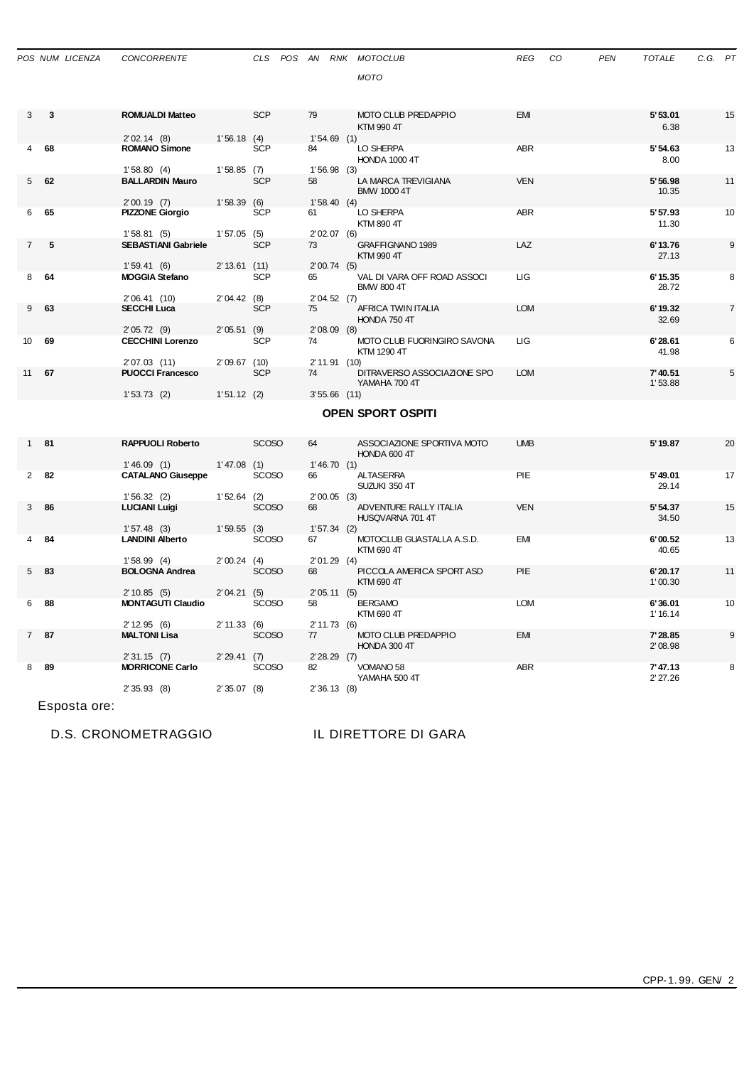| POS | NUM | LICENZA | CONCORRENTE | | CLS | POS | AN | RNK | MOTOCLUB / MOTO | REG | CO | PEN | TOTALE | C.G. | PT |
|---|---|---|---|---|---|---|---|---|---|---|---|---|---|---|---|
| 3 | **3** | | **ROMUALDI Matteo** | | SCP | | 79 | | MOTO CLUB PREDAPPIO<br>KTM 990 4T | EMI | | | **5'53.01**<br>6.38 | | 15 |
| | | | 2'02.14 (8) | 1'56.18 (4) | | | 1'54.69 (1) | | | | | | | | |
| 4 | **68** | | **ROMANO Simone** | | SCP | | 84 | | LO SHERPA<br>HONDA 1000 4T | ABR | | | **5'54.63**<br>8.00 | | 13 |
| | | | 1'58.80 (4) | 1'58.85 (7) | | | 1'56.98 (3) | | | | | | | | |
| 5 | **62** | | **BALLARDIN Mauro** | | SCP | | 58 | | LA MARCA TREVIGIANA<br>BMW 1000 4T | VEN | | | **5'56.98**<br>10.35 | | 11 |
| | | | 2'00.19 (7) | 1'58.39 (6) | | | 1'58.40 (4) | | | | | | | | |
| 6 | **65** | | **PIZZONE Giorgio** | | SCP | | 61 | | LO SHERPA<br>KTM 890 4T | ABR | | | **5'57.93**<br>11.30 | | 10 |
| | | | 1'58.81 (5) | 1'57.05 (5) | | | 2'02.07 (6) | | | | | | | | |
| 7 | **5** | | **SEBASTIANI Gabriele** | | SCP | | 73 | | GRAFFIGNANO 1989<br>KTM 990 4T | LAZ | | | **6'13.76**<br>27.13 | | 9 |
| | | | 1'59.41 (6) | 2'13.61 (11) | | | 2'00.74 (5) | | | | | | | | |
| 8 | **64** | | **MOGGIA Stefano** | | SCP | | 65 | | VAL DI VARA OFF ROAD ASSOCI<br>BMW 800 4T | LIG | | | **6'15.35**<br>28.72 | | 8 |
| | | | 2'06.41 (10) | 2'04.42 (8) | | | 2'04.52 (7) | | | | | | | | |
| 9 | **63** | | **SECCHI Luca** | | SCP | | 75 | | AFRICA TWIN ITALIA<br>HONDA 750 4T | LOM | | | **6'19.32**<br>32.69 | | 7 |
| | | | 2'05.72 (9) | 2'05.51 (9) | | | 2'08.09 (8) | | | | | | | | |
| 10 | **69** | | **CECCHINI Lorenzo** | | SCP | | 74 | | MOTO CLUB FUORINGIRO SAVONA<br>KTM 1290 4T | LIG | | | **6'28.61**<br>41.98 | | 6 |
| | | | 2'07.03 (11) | 2'09.67 (10) | | | 2'11.91 (10) | | | | | | | | |
| 11 | **67** | | **PUOCCI Francesco** | | SCP | | 74 | | DITRAVERSO ASSOCIAZIONE SPO<br>YAMAHA 700 4T | LOM | | | **7'40.51**<br>1'53.88 | | 5 |
| | | | 1'53.73 (2) | 1'51.12 (2) | | | 3'55.66 (11) | | | | | | | | |

## OPEN SPORT OSPITI

| POS | NUM | LICENZA | CONCORRENTE | | CLS | POS | AN | RNK | MOTOCLUB / MOTO | REG | CO | PEN | TOTALE | C.G. | PT |
|---|---|---|---|---|---|---|---|---|---|---|---|---|---|---|---|
| 1 | **81** | | **RAPPUOLI Roberto** | | SCOSO | | 64 | | ASSOCIAZIONE SPORTIVA MOTO<br>HONDA 600 4T | UMB | | | **5'19.87** | | 20 |
| | | | 1'46.09 (1) | 1'47.08 (1) | | | 1'46.70 (1) | | | | | | | | |
| 2 | **82** | | **CATALANO Giuseppe** | | SCOSO | | 66 | | ALTASERRA<br>SUZUKI 350 4T | PIE | | | **5'49.01**<br>29.14 | | 17 |
| | | | 1'56.32 (2) | 1'52.64 (2) | | | 2'00.05 (3) | | | | | | | | |
| 3 | **86** | | **LUCIANI Luigi** | | SCOSO | | 68 | | ADVENTURE RALLY ITALIA<br>HUSQVARNA 701 4T | VEN | | | **5'54.37**<br>34.50 | | 15 |
| | | | 1'57.48 (3) | 1'59.55 (3) | | | 1'57.34 (2) | | | | | | | | |
| 4 | **84** | | **LANDINI Alberto** | | SCOSO | | 67 | | MOTOCLUB GUASTALLA A.S.D.<br>KTM 690 4T | EMI | | | **6'00.52**<br>40.65 | | 13 |
| | | | 1'58.99 (4) | 2'00.24 (4) | | | 2'01.29 (4) | | | | | | | | |
| 5 | **83** | | **BOLOGNA Andrea** | | SCOSO | | 68 | | PICCOLA AMERICA SPORT ASD<br>KTM 690 4T | PIE | | | **6'20.17**<br>1'00.30 | | 11 |
| | | | 2'10.85 (5) | 2'04.21 (5) | | | 2'05.11 (5) | | | | | | | | |
| 6 | **88** | | **MONTAGUTI Claudio** | | SCOSO | | 58 | | BERGAMO<br>KTM 690 4T | LOM | | | **6'36.01**<br>1'16.14 | | 10 |
| | | | 2'12.95 (6) | 2'11.33 (6) | | | 2'11.73 (6) | | | | | | | | |
| 7 | **87** | | **MALTONI Lisa** | | SCOSO | | 77 | | MOTO CLUB PREDAPPIO<br>HONDA 300 4T | EMI | | | **7'28.85**<br>2'08.98 | | 9 |
| | | | 2'31.15 (7) | 2'29.41 (7) | | | 2'28.29 (7) | | | | | | | | |
| 8 | **89** | | **MORRICONE Carlo** | | SCOSO | | 82 | | VOMANO 58<br>YAMAHA 500 4T | ABR | | | **7'47.13**<br>2'27.26 | | 8 |
| | | | 2'35.93 (8) | 2'35.07 (8) | | | 2'36.13 (8) | | | | | | | | |

Esposta ore:

D.S. CRONOMETRAGGIO

IL DIRETTORE DI GARA

CPP-1.99. GEN/ 2